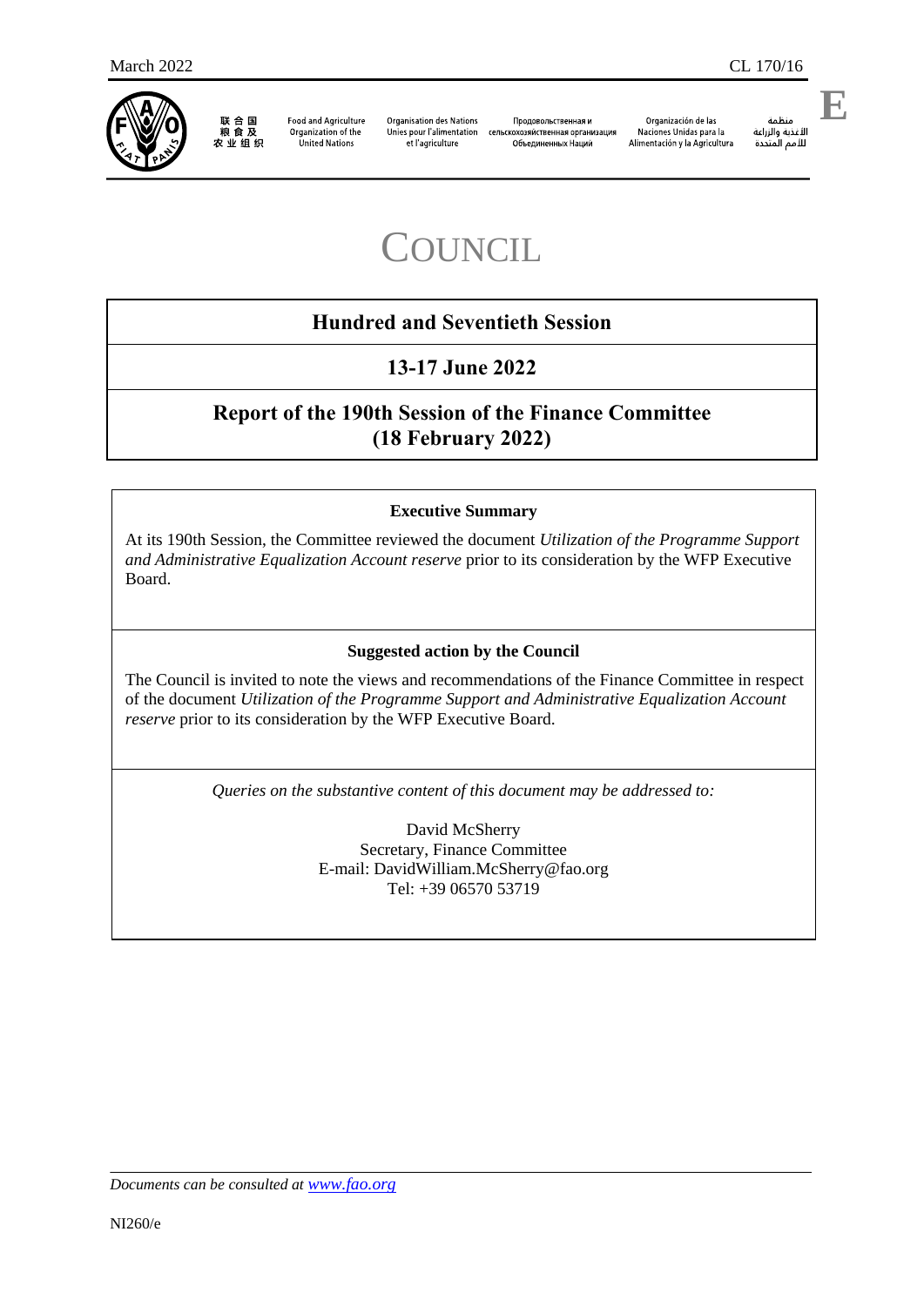March 2022 CL 170/16

联合国粮食及农业组织 Food and Agriculture Organization of the United Nations Organisation des Nations Unies pour l'alimentation et l'agriculture Продовольственная и сельскохозяйственная организация Объединенных Наций Organización de las Naciones Unidas para la Alimentación y la Agricultura منظمة الأغذية والزراعة للأمم المتحدة

E

# COUNCIL

## Hundred and Seventieth Session

## 13-17 June 2022

## Report of the 190th Session of the Finance Committee (18 February 2022)

### Executive Summary

At its 190th Session, the Committee reviewed the document *Utilization of the Programme Support and Administrative Equalization Account reserve* prior to its consideration by the WFP Executive Board.

### Suggested action by the Council

The Council is invited to note the views and recommendations of the Finance Committee in respect of the document *Utilization of the Programme Support and Administrative Equalization Account reserve* prior to its consideration by the WFP Executive Board.

*Queries on the substantive content of this document may be addressed to:*

David McSherry
Secretary, Finance Committee
E-mail: DavidWilliam.McSherry@fao.org
Tel: +39 06570 53719

*Documents can be consulted at www.fao.org*

NI260/e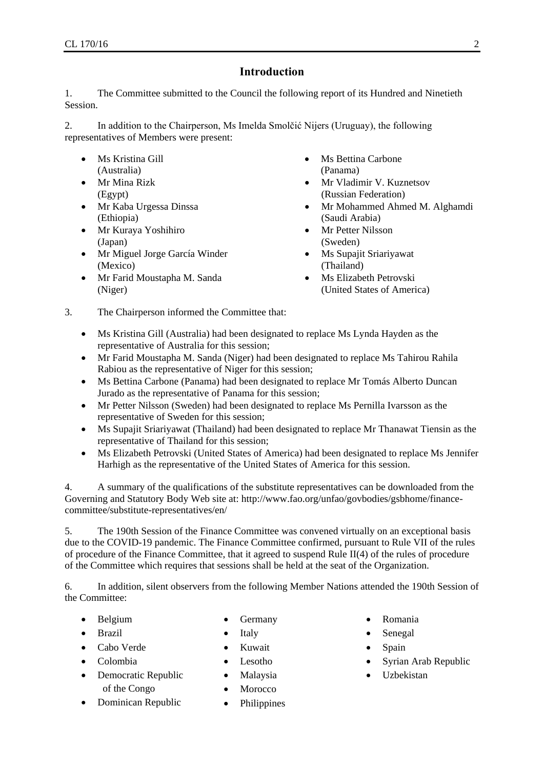## Introduction

1. The Committee submitted to the Council the following report of its Hundred and Ninetieth Session.

2. In addition to the Chairperson, Ms Imelda Smolčić Nijers (Uruguay), the following representatives of Members were present:

- Ms Kristina Gill (Australia)
- Mr Mina Rizk (Egypt)
- Mr Kaba Urgessa Dinssa (Ethiopia)
- Mr Kuraya Yoshihiro (Japan)
- Mr Miguel Jorge García Winder (Mexico)
- Mr Farid Moustapha M. Sanda (Niger)
- Ms Bettina Carbone (Panama)
- Mr Vladimir V. Kuznetsov (Russian Federation)
- Mr Mohammed Ahmed M. Alghamdi (Saudi Arabia)
- Mr Petter Nilsson (Sweden)
- Ms Supajit Sriariyawat (Thailand)
- Ms Elizabeth Petrovski (United States of America)

3. The Chairperson informed the Committee that:

- Ms Kristina Gill (Australia) had been designated to replace Ms Lynda Hayden as the representative of Australia for this session;
- Mr Farid Moustapha M. Sanda (Niger) had been designated to replace Ms Tahirou Rahila Rabiou as the representative of Niger for this session;
- Ms Bettina Carbone (Panama) had been designated to replace Mr Tomás Alberto Duncan Jurado as the representative of Panama for this session;
- Mr Petter Nilsson (Sweden) had been designated to replace Ms Pernilla Ivarsson as the representative of Sweden for this session;
- Ms Supajit Sriariyawat (Thailand) had been designated to replace Mr Thanawat Tiensin as the representative of Thailand for this session;
- Ms Elizabeth Petrovski (United States of America) had been designated to replace Ms Jennifer Harhigh as the representative of the United States of America for this session.

4. A summary of the qualifications of the substitute representatives can be downloaded from the Governing and Statutory Body Web site at: http://www.fao.org/unfao/govbodies/gsbhome/finance-committee/substitute-representatives/en/

5. The 190th Session of the Finance Committee was convened virtually on an exceptional basis due to the COVID-19 pandemic. The Finance Committee confirmed, pursuant to Rule VII of the rules of procedure of the Finance Committee, that it agreed to suspend Rule II(4) of the rules of procedure of the Committee which requires that sessions shall be held at the seat of the Organization.

6. In addition, silent observers from the following Member Nations attended the 190th Session of the Committee:

- Belgium
- Brazil
- Cabo Verde
- Colombia
- Democratic Republic of the Congo
- Dominican Republic
- Germany
- Italy
- Kuwait
- Lesotho
- Malaysia
- Morocco
- Philippines
- Romania
- Senegal
- Spain
- Syrian Arab Republic
- Uzbekistan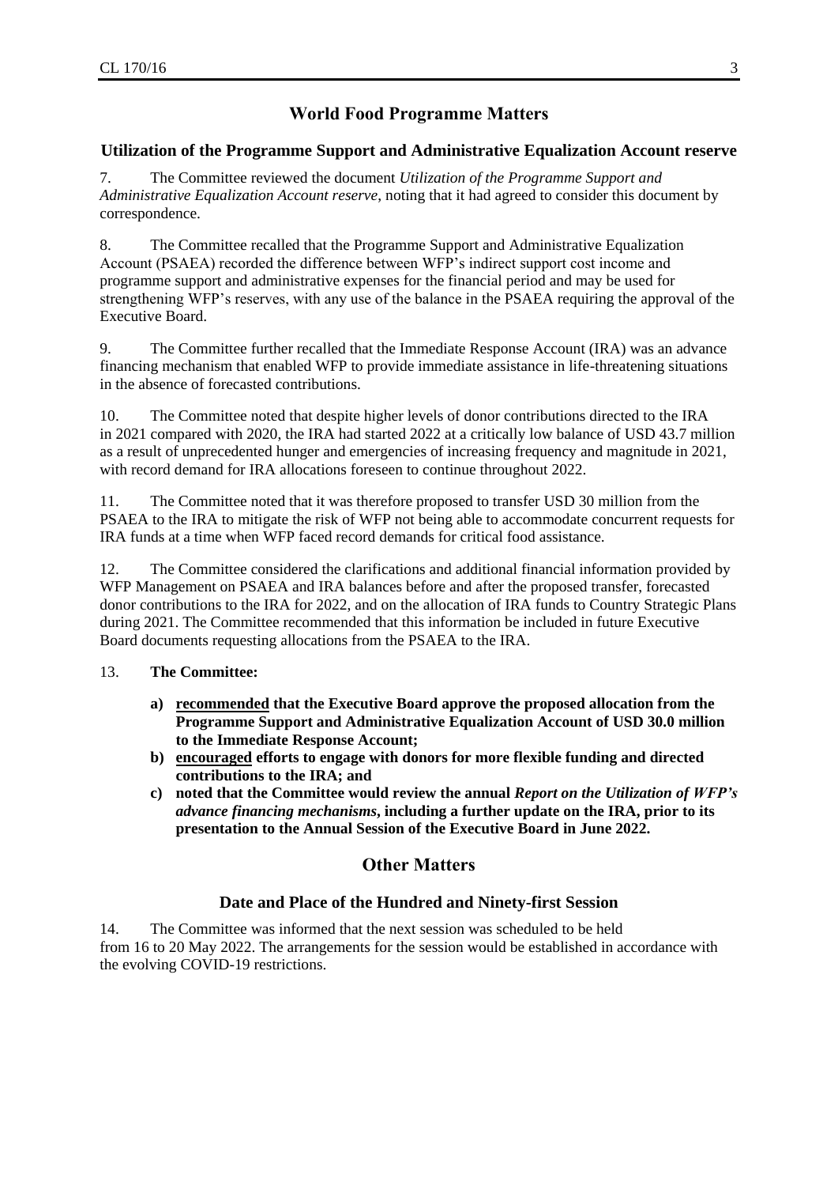## World Food Programme Matters

### Utilization of the Programme Support and Administrative Equalization Account reserve

7. The Committee reviewed the document *Utilization of the Programme Support and Administrative Equalization Account reserve*, noting that it had agreed to consider this document by correspondence.

8. The Committee recalled that the Programme Support and Administrative Equalization Account (PSAEA) recorded the difference between WFP's indirect support cost income and programme support and administrative expenses for the financial period and may be used for strengthening WFP's reserves, with any use of the balance in the PSAEA requiring the approval of the Executive Board.

9. The Committee further recalled that the Immediate Response Account (IRA) was an advance financing mechanism that enabled WFP to provide immediate assistance in life-threatening situations in the absence of forecasted contributions.

10. The Committee noted that despite higher levels of donor contributions directed to the IRA in 2021 compared with 2020, the IRA had started 2022 at a critically low balance of USD 43.7 million as a result of unprecedented hunger and emergencies of increasing frequency and magnitude in 2021, with record demand for IRA allocations foreseen to continue throughout 2022.

11. The Committee noted that it was therefore proposed to transfer USD 30 million from the PSAEA to the IRA to mitigate the risk of WFP not being able to accommodate concurrent requests for IRA funds at a time when WFP faced record demands for critical food assistance.

12. The Committee considered the clarifications and additional financial information provided by WFP Management on PSAEA and IRA balances before and after the proposed transfer, forecasted donor contributions to the IRA for 2022, and on the allocation of IRA funds to Country Strategic Plans during 2021. The Committee recommended that this information be included in future Executive Board documents requesting allocations from the PSAEA to the IRA.

13. **The Committee:**

**a) recommended that the Executive Board approve the proposed allocation from the Programme Support and Administrative Equalization Account of USD 30.0 million to the Immediate Response Account;**

**b) encouraged efforts to engage with donors for more flexible funding and directed contributions to the IRA; and**

**c) noted that the Committee would review the annual *Report on the Utilization of WFP's advance financing mechanisms*, including a further update on the IRA, prior to its presentation to the Annual Session of the Executive Board in June 2022.**

## Other Matters

### Date and Place of the Hundred and Ninety-first Session

14. The Committee was informed that the next session was scheduled to be held from 16 to 20 May 2022. The arrangements for the session would be established in accordance with the evolving COVID-19 restrictions.